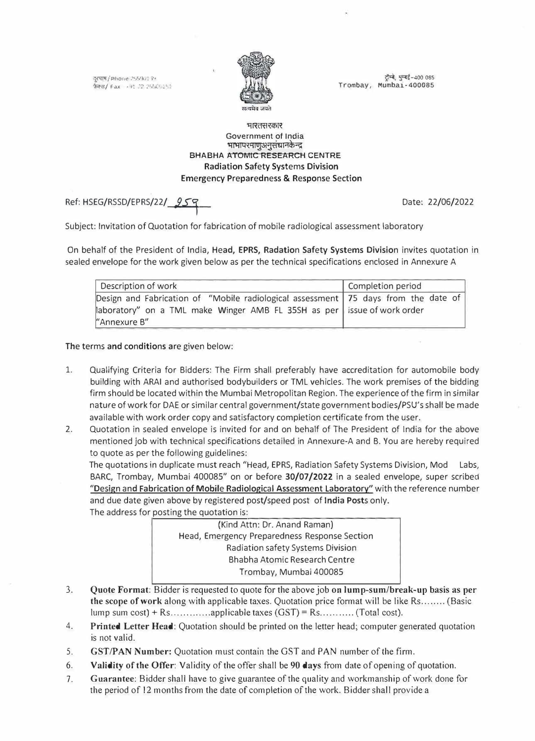दूरभाष/Phone 25590139
फैक्स/Fax +91 22 25505151

ट्रॉम्बे, मुम्बई-400 085
Trombay, Mumbai-400085

सत्यमेव जयते

भारतसरकार
Government of India
भाभापरमाणुअनुसंधानकेन्द्र
BHABHA ~~ATOMIC RESEARCH~~ CENTRE
**Radiation Safety Systems Division**
**Emergency Preparedness & Response Section**

Ref: HSEG/RSSD/EPRS/22/ 259

Date: 22/06/2022

Subject: Invitation of Quotation for fabrication of mobile radiological assessment laboratory

On behalf of the President of India, Head, **EPRS, Radation Safety Systems Divisio**n invites quotation in sealed envelope for the work given below as per the technical specifications enclosed in Annexure A

| Description of work | Completion period |
|---|---|
| Design and Fabrication of "Mobile radiological assessment laboratory" on a TML make Winger AMB FL 35SH as per "Annexure B" | 75 days from the date of issue of work order |

**The terms and conditions are given below:**

1. Qualifying Criteria for Bidders: The Firm shall preferably have accreditation for automobile body building with ARAI and authorised bodybuilders or TML vehicles. The work premises of the bidding firm should be located within the Mumbai Metropolitan Region. The experience of the firm in similar nature of work for DAE or similar central government/state government bodies/PSU's shall be made available with work order copy and satisfactory completion certificate from the user.
2. Quotation in sealed envelope is invited for and on behalf of The President of India for the above mentioned job with technical specifications detailed in Annexure-A and B. You are hereby required to quote as per the following guidelines:
   The quotations in duplicate must reach "Head, EPRS, Radiation Safety Systems Division, Mod Labs, BARC, Trombay, Mumbai 400085" on or before **30/07/2022** in a sealed envelope, super scribed **"Design and Fabrication of Mobile Radiological Assessment Laboratory"** with the reference number and due date given above by registered post/speed post of **India Posts** only.
   The address for posting the quotation is:

   (Kind Attn: Dr. Anand Raman)
   Head, Emergency Preparedness Response Section
   Radiation safety Systems Division
   Bhabha Atomic Research Centre
   Trombay, Mumbai 400085

3. **Quote Format**: Bidder is requested to quote for the above job **on lump-sum/break-up basis as per the scope of work** along with applicable taxes. Quotation price format will be like Rs........ (Basic lump sum cost) + Rs.............applicable taxes (GST) = Rs........... (Total cost).
4. **Printed Letter Head**: Quotation should be printed on the letter head; computer generated quotation is not valid.
5. **GST/PAN Number:** Quotation must contain the GST and PAN number of the firm.
6. **Validity of the Offer**: Validity of the offer shall be **90 days** from date of opening of quotation.
7. **Guarantee**: Bidder shall have to give guarantee of the quality and workmanship of work done for the period of 12 months from the date of completion of the work. Bidder shall provide a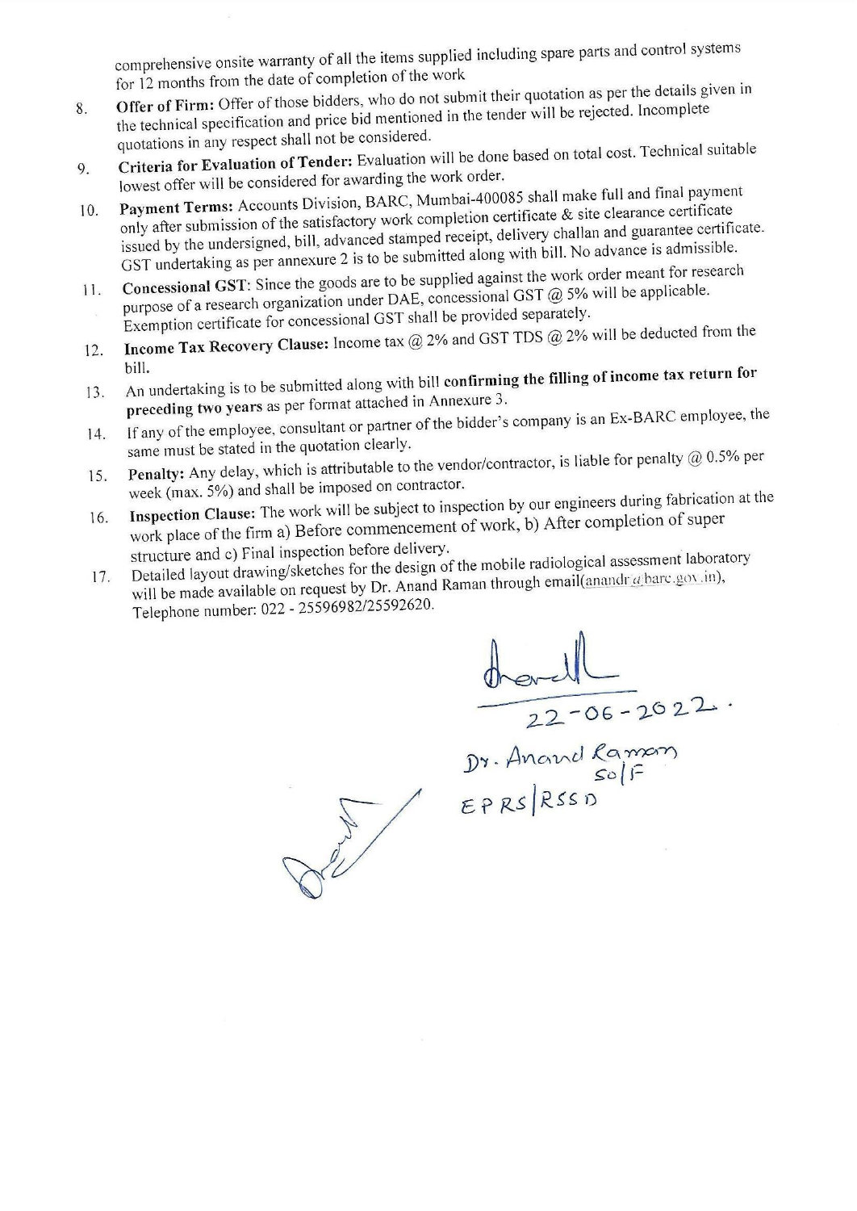comprehensive onsite warranty of all the items supplied including spare parts and control systems for 12 months from the date of completion of the work

8. **Offer of Firm:** Offer of those bidders, who do not submit their quotation as per the details given in the technical specification and price bid mentioned in the tender will be rejected. Incomplete quotations in any respect shall not be considered.
9. **Criteria for Evaluation of Tender:** Evaluation will be done based on total cost. Technical suitable lowest offer will be considered for awarding the work order.
10. **Payment Terms:** Accounts Division, BARC, Mumbai-400085 shall make full and final payment only after submission of the satisfactory work completion certificate & site clearance certificate issued by the undersigned, bill, advanced stamped receipt, delivery challan and guarantee certificate. GST undertaking as per annexure 2 is to be submitted along with bill. No advance is admissible.
11. **Concessional GST**: Since the goods are to be supplied against the work order meant for research purpose of a research organization under DAE, concessional GST @ 5% will be applicable. Exemption certificate for concessional GST shall be provided separately.
12. **Income Tax Recovery Clause:** Income tax @ 2% and GST TDS @ 2% will be deducted from the bill.
13. An undertaking is to be submitted along with bill **confirming the filling of income tax return for preceding two years** as per format attached in Annexure 3.
14. If any of the employee, consultant or partner of the bidder's company is an Ex-BARC employee, the same must be stated in the quotation clearly.
15. **Penalty:** Any delay, which is attributable to the vendor/contractor, is liable for penalty @ 0.5% per week (max. 5%) and shall be imposed on contractor.
16. **Inspection Clause:** The work will be subject to inspection by our engineers during fabrication at the work place of the firm a) Before commencement of work, b) After completion of super structure and c) Final inspection before delivery.
17. Detailed layout drawing/sketches for the design of the mobile radiological assessment laboratory will be made available on request by Dr. Anand Raman through email(anandr@barc.gov.in), Telephone number: 022 - 25596982/25592620.

22-06-2022.

Dr. Anand Raman
SO/F
EPRS/RSSD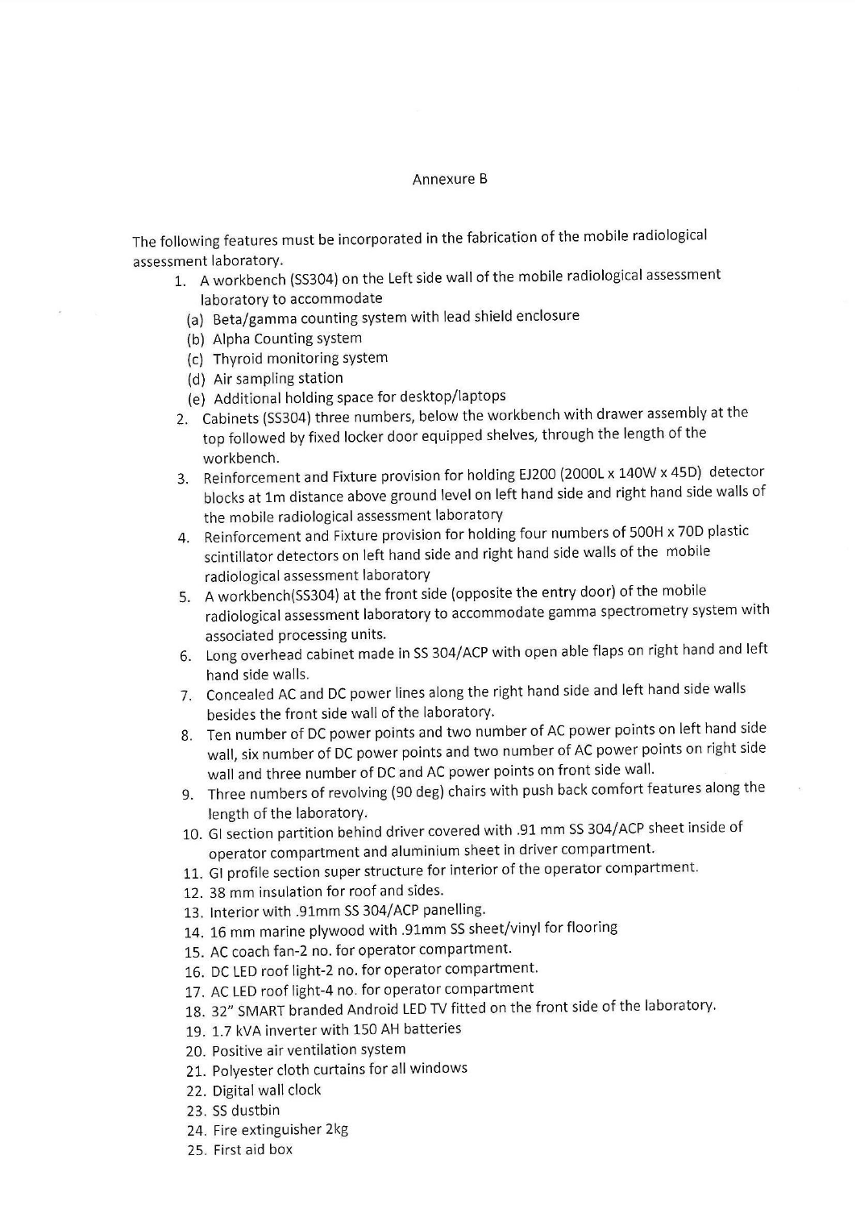# Annexure B

The following features must be incorporated in the fabrication of the mobile radiological assessment laboratory.

1. A workbench (SS304) on the Left side wall of the mobile radiological assessment laboratory to accommodate
   - (a) Beta/gamma counting system with lead shield enclosure
   - (b) Alpha Counting system
   - (c) Thyroid monitoring system
   - (d) Air sampling station
   - (e) Additional holding space for desktop/laptops
2. Cabinets (SS304) three numbers, below the workbench with drawer assembly at the top followed by fixed locker door equipped shelves, through the length of the workbench.
3. Reinforcement and Fixture provision for holding EJ200 (2000L x 140W x 45D) detector blocks at 1m distance above ground level on left hand side and right hand side walls of the mobile radiological assessment laboratory
4. Reinforcement and Fixture provision for holding four numbers of 500H x 70D plastic scintillator detectors on left hand side and right hand side walls of the mobile radiological assessment laboratory
5. A workbench(SS304) at the front side (opposite the entry door) of the mobile radiological assessment laboratory to accommodate gamma spectrometry system with associated processing units.
6. Long overhead cabinet made in SS 304/ACP with open able flaps on right hand and left hand side walls.
7. Concealed AC and DC power lines along the right hand side and left hand side walls besides the front side wall of the laboratory.
8. Ten number of DC power points and two number of AC power points on left hand side wall, six number of DC power points and two number of AC power points on right side wall and three number of DC and AC power points on front side wall.
9. Three numbers of revolving (90 deg) chairs with push back comfort features along the length of the laboratory.
10. GI section partition behind driver covered with .91 mm SS 304/ACP sheet inside of operator compartment and aluminium sheet in driver compartment.
11. GI profile section super structure for interior of the operator compartment.
12. 38 mm insulation for roof and sides.
13. Interior with .91mm SS 304/ACP panelling.
14. 16 mm marine plywood with .91mm SS sheet/vinyl for flooring
15. AC coach fan-2 no. for operator compartment.
16. DC LED roof light-2 no. for operator compartment.
17. AC LED roof light-4 no. for operator compartment
18. 32" SMART branded Android LED TV fitted on the front side of the laboratory.
19. 1.7 kVA inverter with 150 AH batteries
20. Positive air ventilation system
21. Polyester cloth curtains for all windows
22. Digital wall clock
23. SS dustbin
24. Fire extinguisher 2kg
25. First aid box